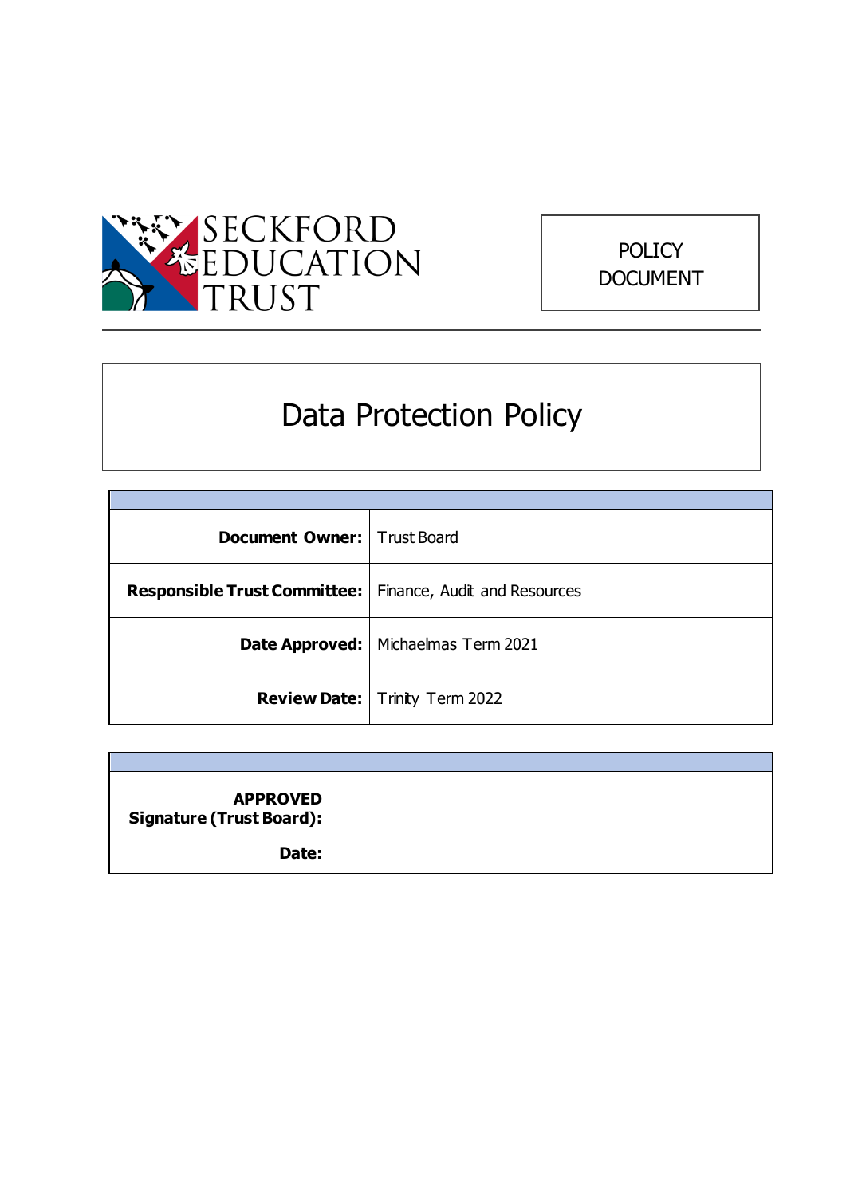SECKFORD EDUCATION TRUST

POLICY DOCUMENT

# Data Protection Policy

| | |
|---|---|
| **Document Owner:** | Trust Board |
| **Responsible Trust Committee:** | Finance, Audit and Resources |
| **Date Approved:** | Michaelmas Term 2021 |
| **Review Date:** | Trinity Term 2022 |

| | |
|---|---|
| **APPROVED Signature (Trust Board):** | |
| **Date:** | |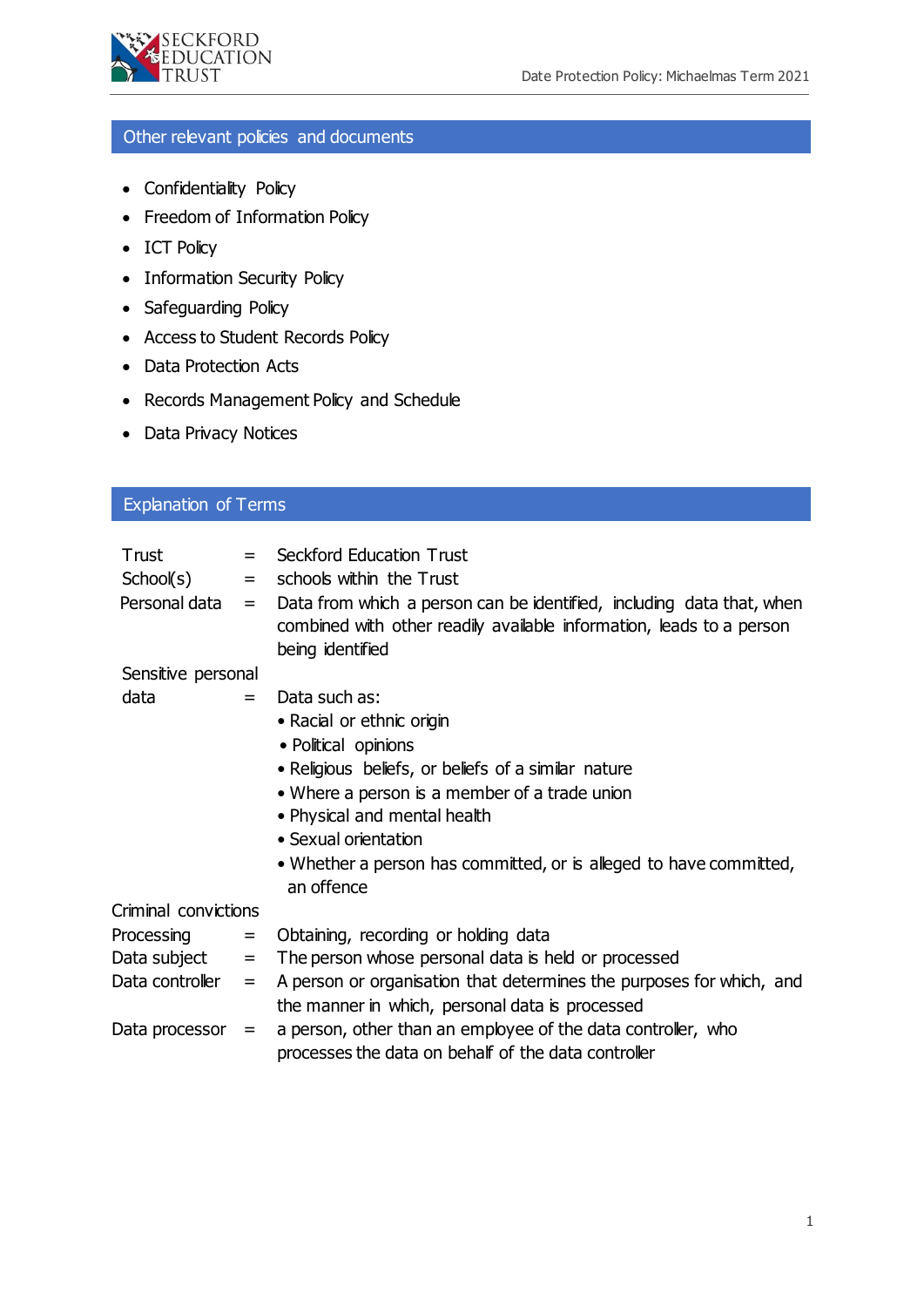## Other relevant policies and documents

- Confidentiality Policy
- Freedom of Information Policy
- ICT Policy
- Information Security Policy
- Safeguarding Policy
- Access to Student Records Policy
- Data Protection Acts
- Records Management Policy and Schedule
- Data Privacy Notices

## Explanation of Terms

| Term | | Definition |
|---|---|---|
| Trust | = | Seckford Education Trust |
| School(s) | = | schools within the Trust |
| Personal data | = | Data from which a person can be identified, including data that, when combined with other readily available information, leads to a person being identified |
| Sensitive personal data | = | Data such as:<br>• Racial or ethnic origin<br>• Political opinions<br>• Religious beliefs, or beliefs of a similar nature<br>• Where a person is a member of a trade union<br>• Physical and mental health<br>• Sexual orientation<br>• Whether a person has committed, or is alleged to have committed, an offence |
| Criminal convictions | | |
| Processing | = | Obtaining, recording or holding data |
| Data subject | = | The person whose personal data is held or processed |
| Data controller | = | A person or organisation that determines the purposes for which, and the manner in which, personal data is processed |
| Data processor | = | a person, other than an employee of the data controller, who processes the data on behalf of the data controller |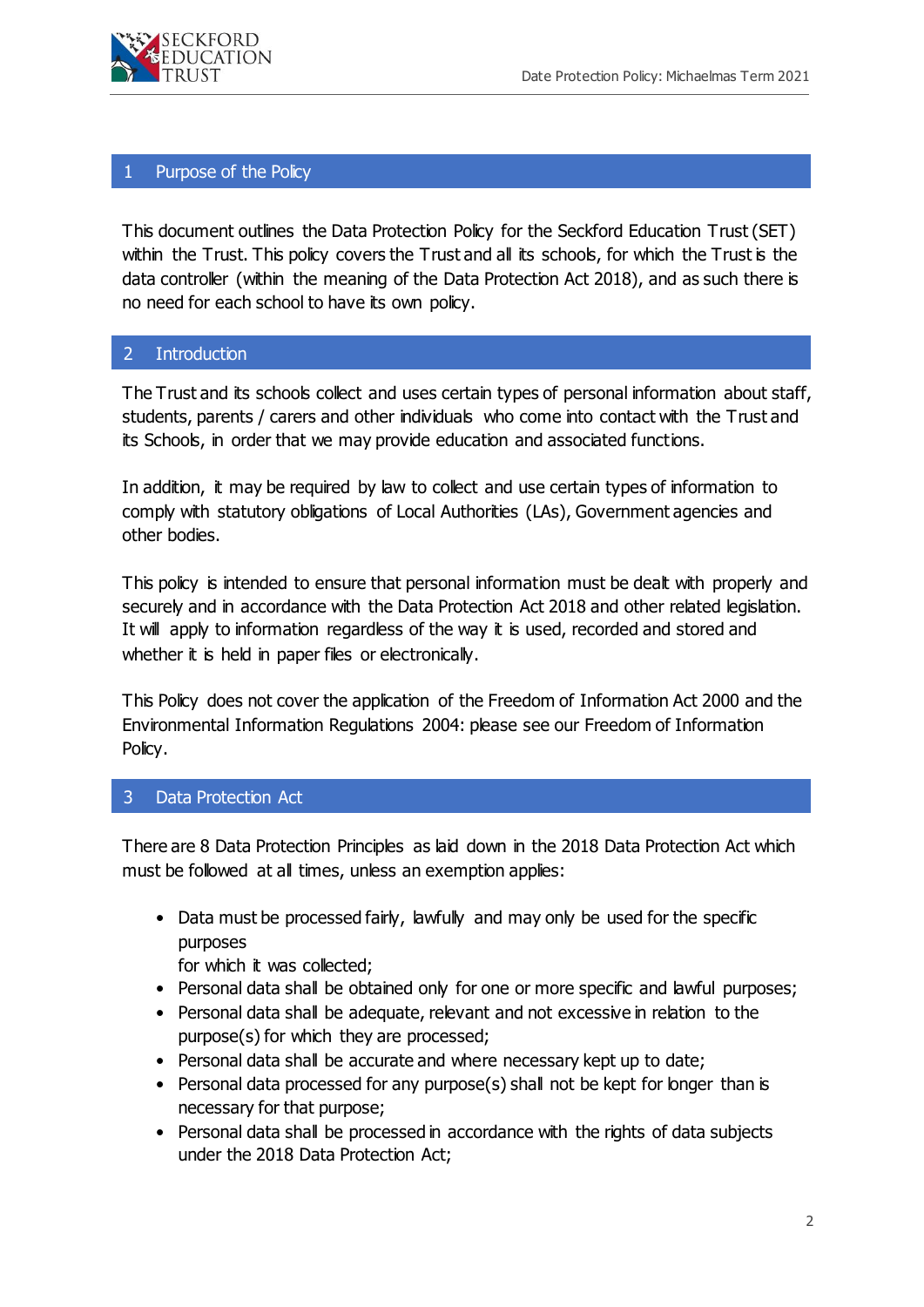## 1 Purpose of the Policy

This document outlines the Data Protection Policy for the Seckford Education Trust (SET) within the Trust. This policy covers the Trust and all its schools, for which the Trust is the data controller (within the meaning of the Data Protection Act 2018), and as such there is no need for each school to have its own policy.

## 2 Introduction

The Trust and its schools collect and uses certain types of personal information about staff, students, parents / carers and other individuals who come into contact with the Trust and its Schools, in order that we may provide education and associated functions.

In addition, it may be required by law to collect and use certain types of information to comply with statutory obligations of Local Authorities (LAs), Government agencies and other bodies.

This policy is intended to ensure that personal information must be dealt with properly and securely and in accordance with the Data Protection Act 2018 and other related legislation. It will apply to information regardless of the way it is used, recorded and stored and whether it is held in paper files or electronically.

This Policy does not cover the application of the Freedom of Information Act 2000 and the Environmental Information Regulations 2004: please see our Freedom of Information Policy.

## 3 Data Protection Act

There are 8 Data Protection Principles as laid down in the 2018 Data Protection Act which must be followed at all times, unless an exemption applies:

- Data must be processed fairly, lawfully and may only be used for the specific purposes
  for which it was collected;
- Personal data shall be obtained only for one or more specific and lawful purposes;
- Personal data shall be adequate, relevant and not excessive in relation to the purpose(s) for which they are processed;
- Personal data shall be accurate and where necessary kept up to date;
- Personal data processed for any purpose(s) shall not be kept for longer than is necessary for that purpose;
- Personal data shall be processed in accordance with the rights of data subjects under the 2018 Data Protection Act;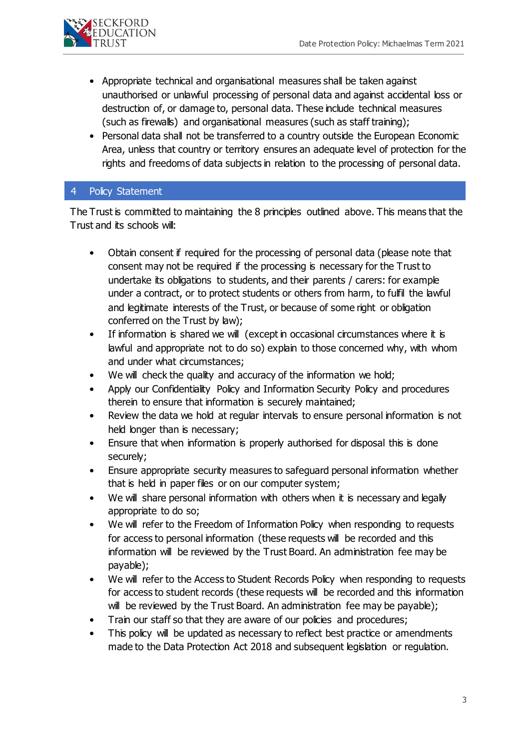- Appropriate technical and organisational measures shall be taken against unauthorised or unlawful processing of personal data and against accidental loss or destruction of, or damage to, personal data. These include technical measures (such as firewalls) and organisational measures (such as staff training);
- Personal data shall not be transferred to a country outside the European Economic Area, unless that country or territory ensures an adequate level of protection for the rights and freedoms of data subjects in relation to the processing of personal data.

## 4 Policy Statement

The Trust is committed to maintaining the 8 principles outlined above. This means that the Trust and its schools will:

- Obtain consent if required for the processing of personal data (please note that consent may not be required if the processing is necessary for the Trust to undertake its obligations to students, and their parents / carers: for example under a contract, or to protect students or others from harm, to fulfil the lawful and legitimate interests of the Trust, or because of some right or obligation conferred on the Trust by law);
- If information is shared we will (except in occasional circumstances where it is lawful and appropriate not to do so) explain to those concerned why, with whom and under what circumstances;
- We will check the quality and accuracy of the information we hold;
- Apply our Confidentiality Policy and Information Security Policy and procedures therein to ensure that information is securely maintained;
- Review the data we hold at regular intervals to ensure personal information is not held longer than is necessary;
- Ensure that when information is properly authorised for disposal this is done securely;
- Ensure appropriate security measures to safeguard personal information whether that is held in paper files or on our computer system;
- We will share personal information with others when it is necessary and legally appropriate to do so;
- We will refer to the Freedom of Information Policy when responding to requests for access to personal information (these requests will be recorded and this information will be reviewed by the Trust Board. An administration fee may be payable);
- We will refer to the Access to Student Records Policy when responding to requests for access to student records (these requests will be recorded and this information will be reviewed by the Trust Board. An administration fee may be payable);
- Train our staff so that they are aware of our policies and procedures;
- This policy will be updated as necessary to reflect best practice or amendments made to the Data Protection Act 2018 and subsequent legislation or regulation.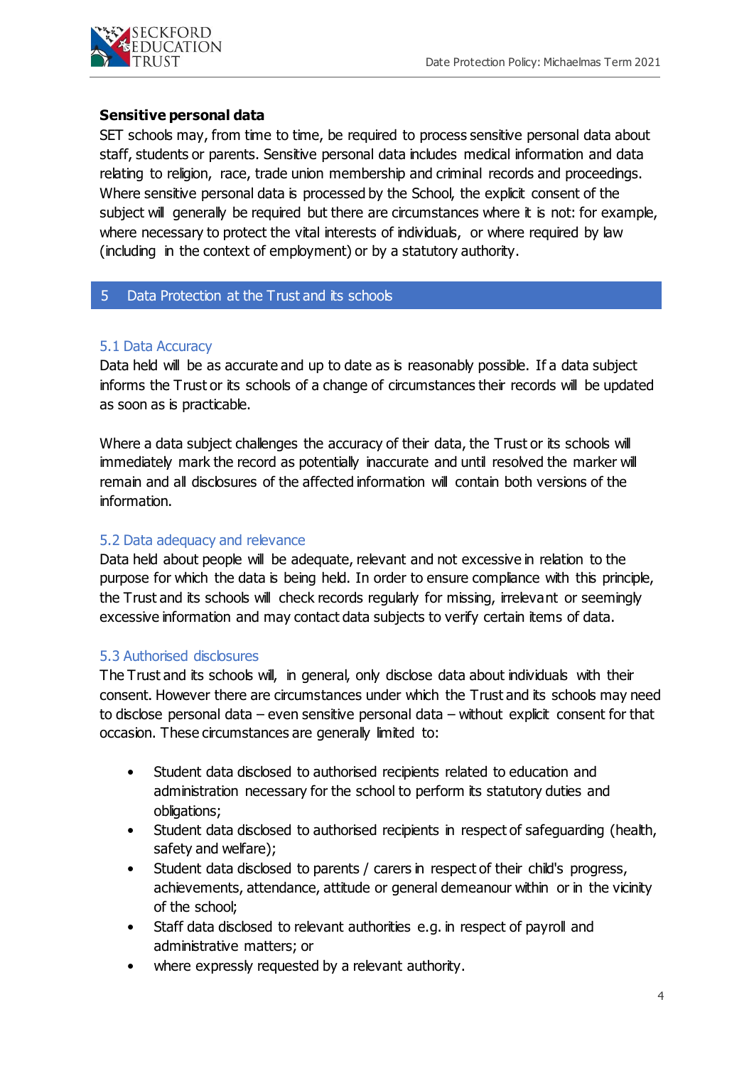**Sensitive personal data**

SET schools may, from time to time, be required to process sensitive personal data about staff, students or parents. Sensitive personal data includes medical information and data relating to religion, race, trade union membership and criminal records and proceedings. Where sensitive personal data is processed by the School, the explicit consent of the subject will generally be required but there are circumstances where it is not: for example, where necessary to protect the vital interests of individuals, or where required by law (including in the context of employment) or by a statutory authority.

## 5 Data Protection at the Trust and its schools

### 5.1 Data Accuracy

Data held will be as accurate and up to date as is reasonably possible. If a data subject informs the Trust or its schools of a change of circumstances their records will be updated as soon as is practicable.

Where a data subject challenges the accuracy of their data, the Trust or its schools will immediately mark the record as potentially inaccurate and until resolved the marker will remain and all disclosures of the affected information will contain both versions of the information.

### 5.2 Data adequacy and relevance

Data held about people will be adequate, relevant and not excessive in relation to the purpose for which the data is being held. In order to ensure compliance with this principle, the Trust and its schools will check records regularly for missing, irrelevant or seemingly excessive information and may contact data subjects to verify certain items of data.

### 5.3 Authorised disclosures

The Trust and its schools will, in general, only disclose data about individuals with their consent. However there are circumstances under which the Trust and its schools may need to disclose personal data – even sensitive personal data – without explicit consent for that occasion. These circumstances are generally limited to:

- Student data disclosed to authorised recipients related to education and administration necessary for the school to perform its statutory duties and obligations;
- Student data disclosed to authorised recipients in respect of safeguarding (health, safety and welfare);
- Student data disclosed to parents / carers in respect of their child's progress, achievements, attendance, attitude or general demeanour within or in the vicinity of the school;
- Staff data disclosed to relevant authorities e.g. in respect of payroll and administrative matters; or
- where expressly requested by a relevant authority.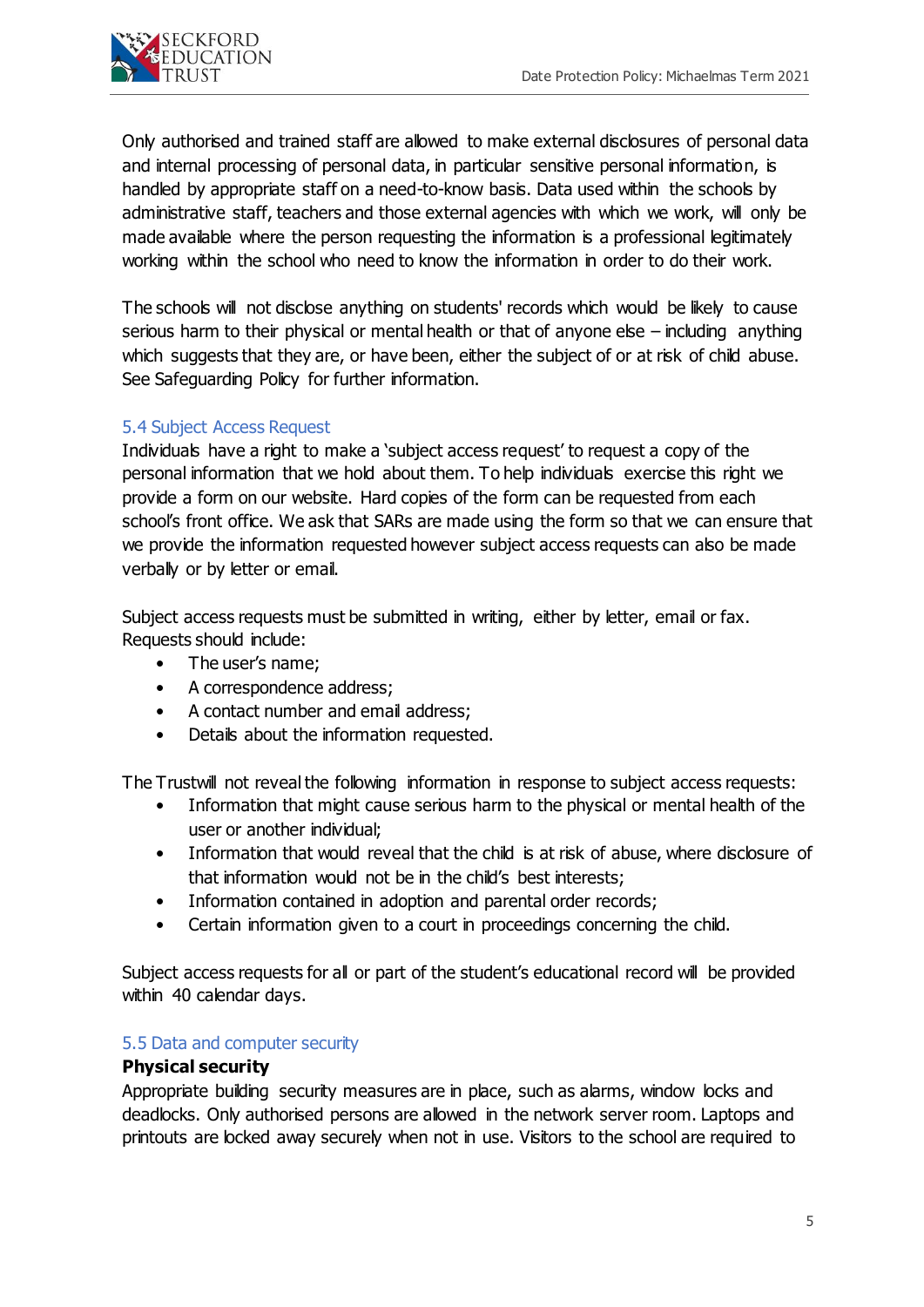Only authorised and trained staff are allowed to make external disclosures of personal data and internal processing of personal data, in particular sensitive personal information, is handled by appropriate staff on a need-to-know basis. Data used within the schools by administrative staff, teachers and those external agencies with which we work, will only be made available where the person requesting the information is a professional legitimately working within the school who need to know the information in order to do their work.

The schools will not disclose anything on students' records which would be likely to cause serious harm to their physical or mental health or that of anyone else – including anything which suggests that they are, or have been, either the subject of or at risk of child abuse. See Safeguarding Policy for further information.

### 5.4 Subject Access Request

Individuals have a right to make a 'subject access request' to request a copy of the personal information that we hold about them. To help individuals exercise this right we provide a form on our website. Hard copies of the form can be requested from each school's front office. We ask that SARs are made using the form so that we can ensure that we provide the information requested however subject access requests can also be made verbally or by letter or email.

Subject access requests must be submitted in writing, either by letter, email or fax. Requests should include:

- The user's name;
- A correspondence address;
- A contact number and email address;
- Details about the information requested.

The Trustwill not reveal the following information in response to subject access requests:

- Information that might cause serious harm to the physical or mental health of the user or another individual;
- Information that would reveal that the child is at risk of abuse, where disclosure of that information would not be in the child's best interests;
- Information contained in adoption and parental order records;
- Certain information given to a court in proceedings concerning the child.

Subject access requests for all or part of the student's educational record will be provided within 40 calendar days.

### 5.5 Data and computer security

**Physical security**

Appropriate building security measures are in place, such as alarms, window locks and deadlocks. Only authorised persons are allowed in the network server room. Laptops and printouts are locked away securely when not in use. Visitors to the school are required to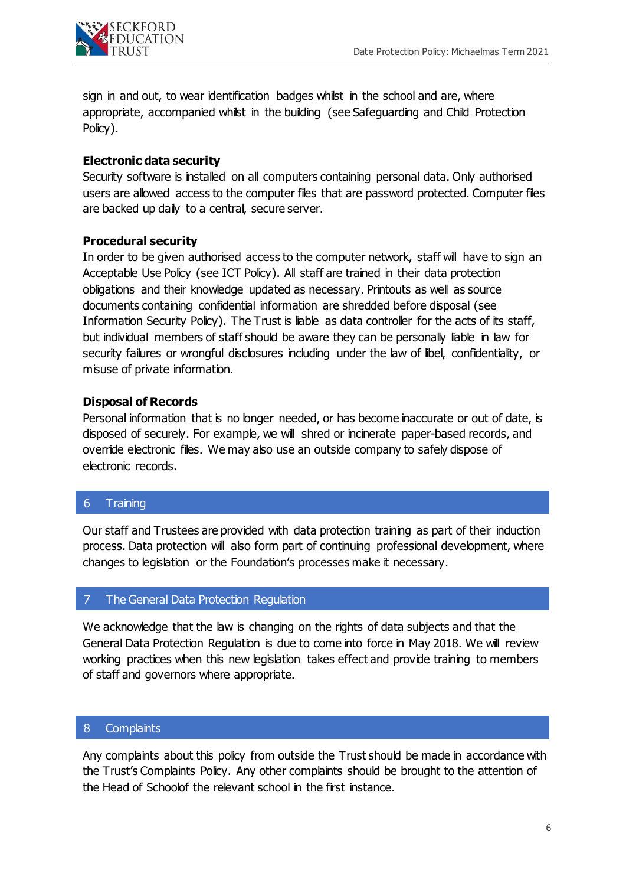sign in and out, to wear identification badges whilst in the school and are, where appropriate, accompanied whilst in the building (see Safeguarding and Child Protection Policy).

**Electronic data security**

Security software is installed on all computers containing personal data. Only authorised users are allowed access to the computer files that are password protected. Computer files are backed up daily to a central, secure server.

**Procedural security**

In order to be given authorised access to the computer network, staff will have to sign an Acceptable Use Policy (see ICT Policy). All staff are trained in their data protection obligations and their knowledge updated as necessary. Printouts as well as source documents containing confidential information are shredded before disposal (see Information Security Policy). The Trust is liable as data controller for the acts of its staff, but individual members of staff should be aware they can be personally liable in law for security failures or wrongful disclosures including under the law of libel, confidentiality, or misuse of private information.

**Disposal of Records**

Personal information that is no longer needed, or has become inaccurate or out of date, is disposed of securely. For example, we will shred or incinerate paper-based records, and override electronic files. We may also use an outside company to safely dispose of electronic records.

## 6 Training

Our staff and Trustees are provided with data protection training as part of their induction process. Data protection will also form part of continuing professional development, where changes to legislation or the Foundation's processes make it necessary.

## 7 The General Data Protection Regulation

We acknowledge that the law is changing on the rights of data subjects and that the General Data Protection Regulation is due to come into force in May 2018. We will review working practices when this new legislation takes effect and provide training to members of staff and governors where appropriate.

## 8 Complaints

Any complaints about this policy from outside the Trust should be made in accordance with the Trust's Complaints Policy. Any other complaints should be brought to the attention of the Head of Schoolof the relevant school in the first instance.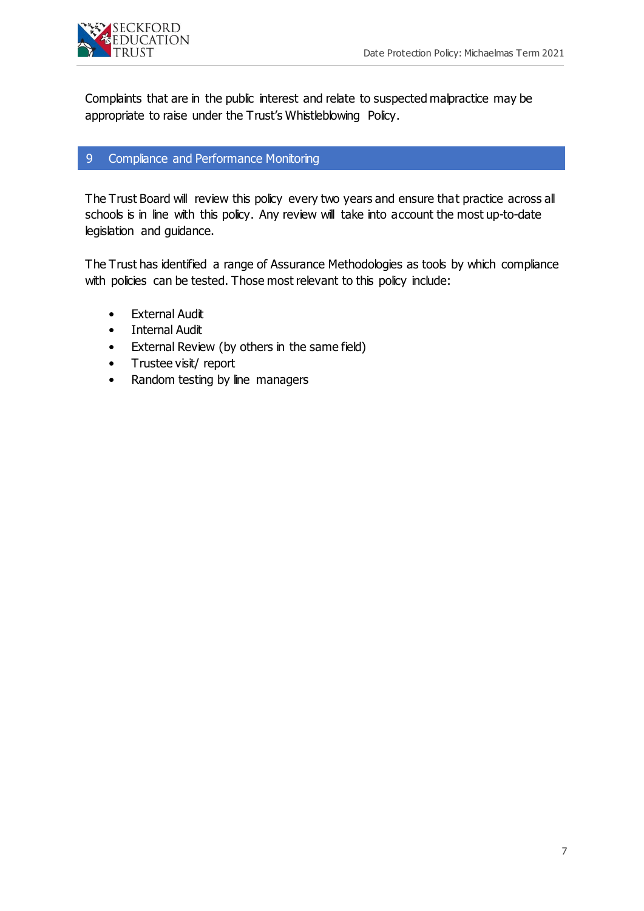Complaints that are in the public interest and relate to suspected malpractice may be appropriate to raise under the Trust's Whistleblowing Policy.

## 9 Compliance and Performance Monitoring

The Trust Board will review this policy every two years and ensure that practice across all schools is in line with this policy. Any review will take into account the most up-to-date legislation and guidance.

The Trust has identified a range of Assurance Methodologies as tools by which compliance with policies can be tested. Those most relevant to this policy include:

- External Audit
- Internal Audit
- External Review (by others in the same field)
- Trustee visit/ report
- Random testing by line managers